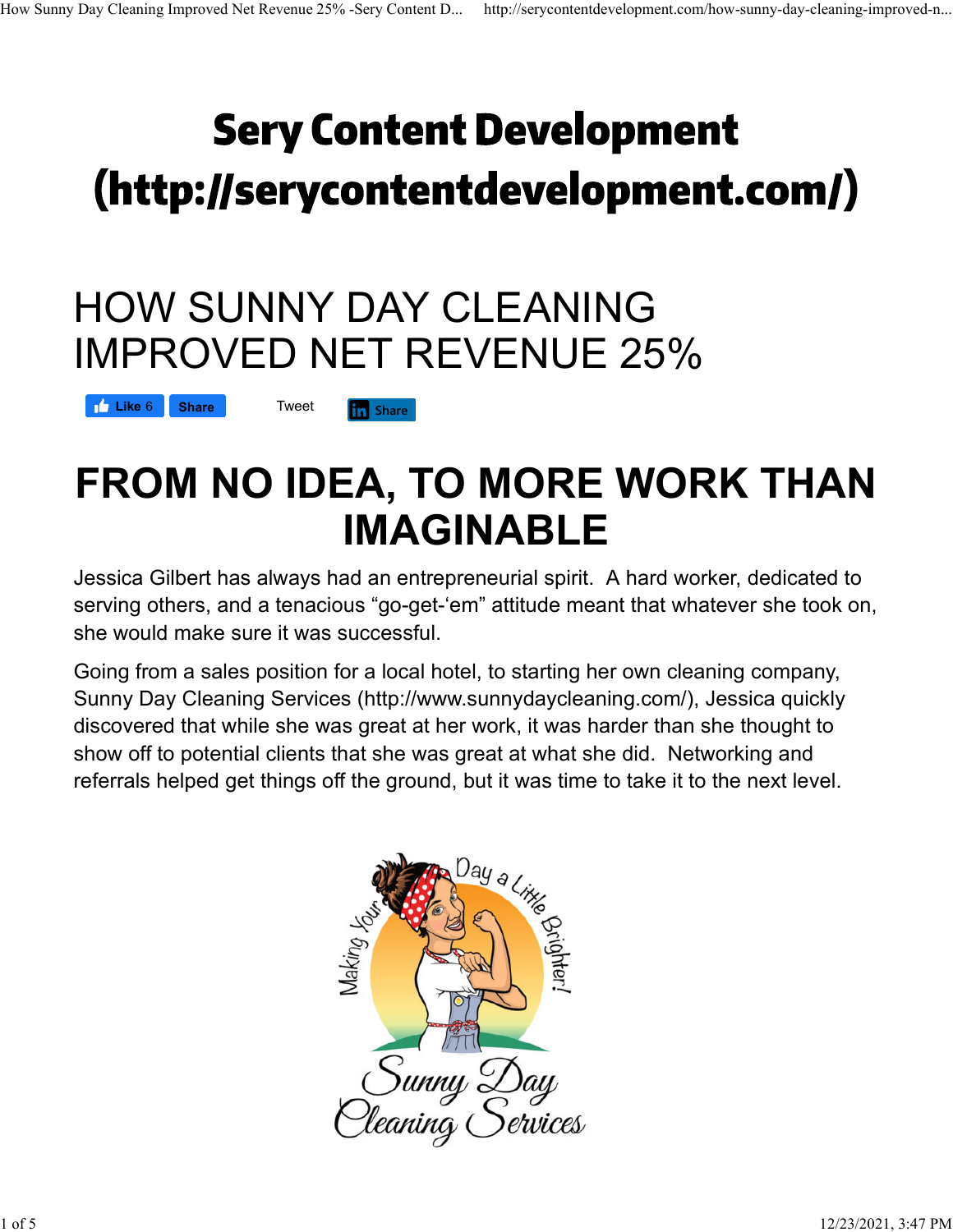# Sery Content Development (http://serycontentdevelopment.com/)

# HOW SUNNY DAY CLEANING IMPROVED NET REVENUE 25%

Like 6 Share Tweet Share

## FROM NO IDEA, TO MORE WORK THAN IMAGINABLE

Jessica Gilbert has always had an entrepreneurial spirit. A hard worker, dedicated to serving others, and a tenacious "go-get-'em" attitude meant that whatever she took on, she would make sure it was successful.

Going from a sales position for a local hotel, to starting her own cleaning company, Sunny Day Cleaning Services (http://www.sunnydaycleaning.com/), Jessica quickly discovered that while she was great at her work, it was harder than she thought to show off to potential clients that she was great at what she did. Networking and referrals helped get things off the ground, but it was time to take it to the next level.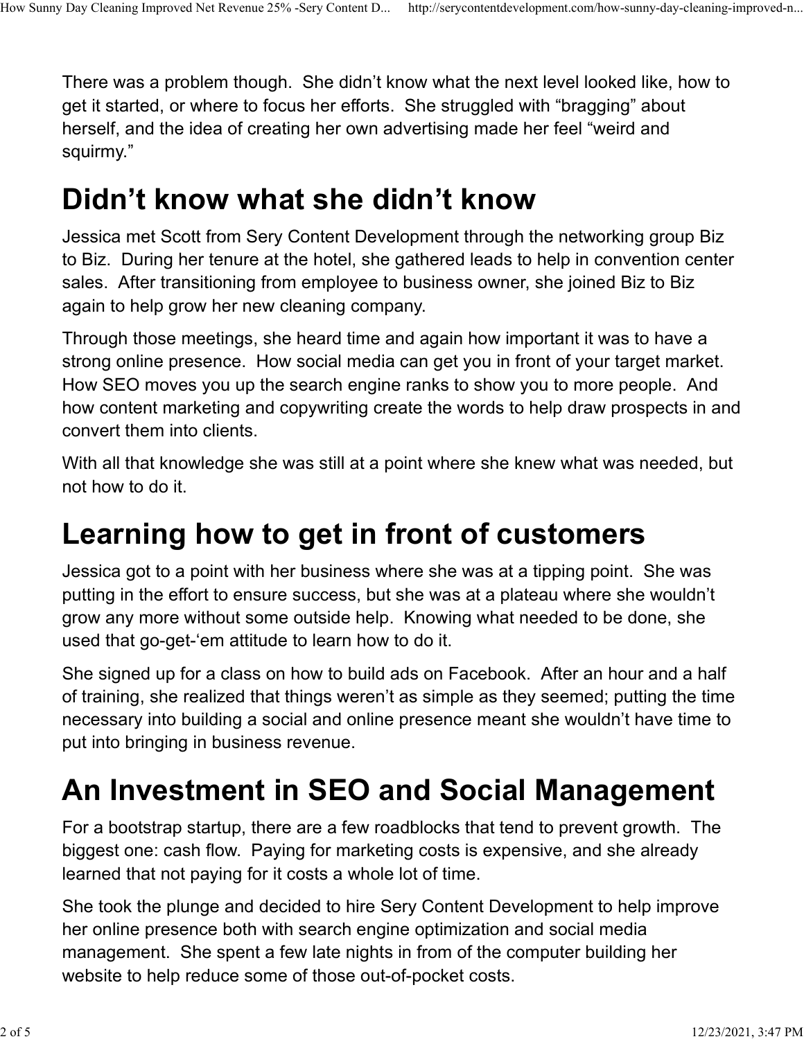There was a problem though. She didn't know what the next level looked like, how to get it started, or where to focus her efforts. She struggled with "bragging" about herself, and the idea of creating her own advertising made her feel "weird and squirmy."

# Didn't know what she didn't know

Jessica met Scott from Sery Content Development through the networking group Biz to Biz. During her tenure at the hotel, she gathered leads to help in convention center sales. After transitioning from employee to business owner, she joined Biz to Biz again to help grow her new cleaning company.

Through those meetings, she heard time and again how important it was to have a strong online presence. How social media can get you in front of your target market. How SEO moves you up the search engine ranks to show you to more people. And how content marketing and copywriting create the words to help draw prospects in and convert them into clients.

With all that knowledge she was still at a point where she knew what was needed, but not how to do it.

# Learning how to get in front of customers

Jessica got to a point with her business where she was at a tipping point. She was putting in the effort to ensure success, but she was at a plateau where she wouldn't grow any more without some outside help. Knowing what needed to be done, she used that go-get-'em attitude to learn how to do it.

She signed up for a class on how to build ads on Facebook. After an hour and a half of training, she realized that things weren't as simple as they seemed; putting the time necessary into building a social and online presence meant she wouldn't have time to put into bringing in business revenue.

# An Investment in SEO and Social Management

For a bootstrap startup, there are a few roadblocks that tend to prevent growth. The biggest one: cash flow. Paying for marketing costs is expensive, and she already learned that not paying for it costs a whole lot of time.

She took the plunge and decided to hire Sery Content Development to help improve her online presence both with search engine optimization and social media management. She spent a few late nights in from of the computer building her website to help reduce some of those out-of-pocket costs.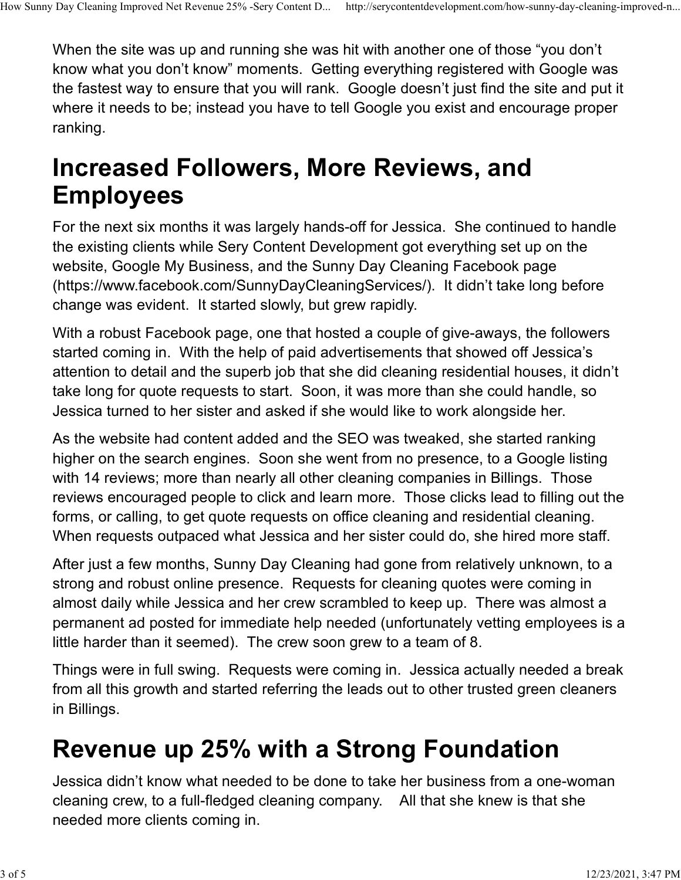When the site was up and running she was hit with another one of those “you don’t know what you don’t know” moments. Getting everything registered with Google was the fastest way to ensure that you will rank. Google doesn’t just find the site and put it where it needs to be; instead you have to tell Google you exist and encourage proper ranking.

# Increased Followers, More Reviews, and Employees

For the next six months it was largely hands-off for Jessica. She continued to handle the existing clients while Sery Content Development got everything set up on the website, Google My Business, and the Sunny Day Cleaning Facebook page (https://www.facebook.com/SunnyDayCleaningServices/). It didn’t take long before change was evident. It started slowly, but grew rapidly.

With a robust Facebook page, one that hosted a couple of give-aways, the followers started coming in. With the help of paid advertisements that showed off Jessica’s attention to detail and the superb job that she did cleaning residential houses, it didn’t take long for quote requests to start. Soon, it was more than she could handle, so Jessica turned to her sister and asked if she would like to work alongside her.

As the website had content added and the SEO was tweaked, she started ranking higher on the search engines. Soon she went from no presence, to a Google listing with 14 reviews; more than nearly all other cleaning companies in Billings. Those reviews encouraged people to click and learn more. Those clicks lead to filling out the forms, or calling, to get quote requests on office cleaning and residential cleaning. When requests outpaced what Jessica and her sister could do, she hired more staff.

After just a few months, Sunny Day Cleaning had gone from relatively unknown, to a strong and robust online presence. Requests for cleaning quotes were coming in almost daily while Jessica and her crew scrambled to keep up. There was almost a permanent ad posted for immediate help needed (unfortunately vetting employees is a little harder than it seemed). The crew soon grew to a team of 8.

Things were in full swing. Requests were coming in. Jessica actually needed a break from all this growth and started referring the leads out to other trusted green cleaners in Billings.

# Revenue up 25% with a Strong Foundation

Jessica didn’t know what needed to be done to take her business from a one-woman cleaning crew, to a full-fledged cleaning company. All that she knew is that she needed more clients coming in.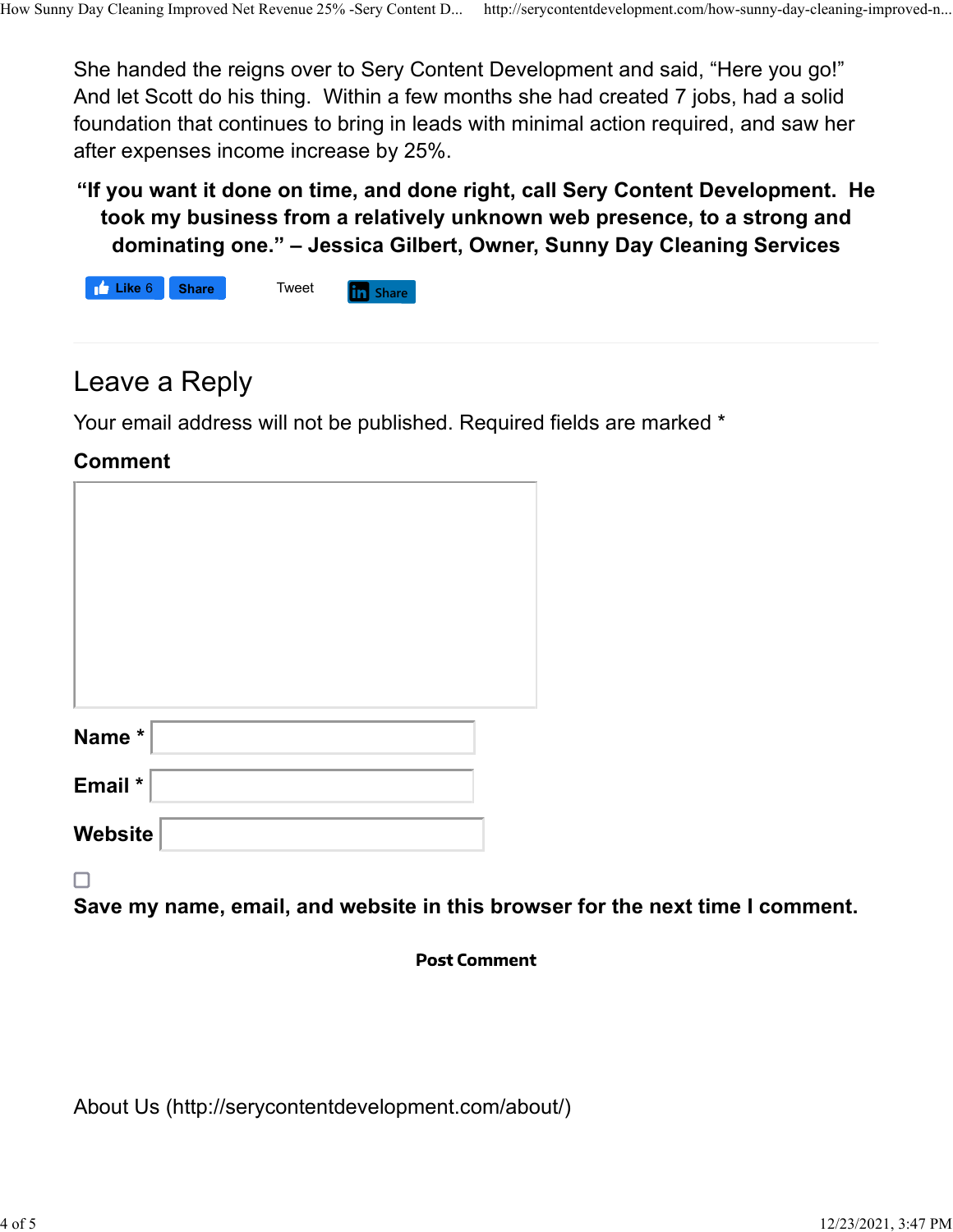She handed the reigns over to Sery Content Development and said, “Here you go!” And let Scott do his thing. Within a few months she had created 7 jobs, had a solid foundation that continues to bring in leads with minimal action required, and saw her after expenses income increase by 25%.

**“If you want it done on time, and done right, call Sery Content Development. He took my business from a relatively unknown web presence, to a strong and dominating one.” – Jessica Gilbert, Owner, Sunny Day Cleaning Services**

Like 6 Share Tweet Share

## Leave a Reply

Your email address will not be published. Required fields are marked *

**Comment**

**Name ***

**Email ***

**Website**

**Save my name, email, and website in this browser for the next time I comment.**

**Post Comment**

About Us (http://serycontentdevelopment.com/about/)